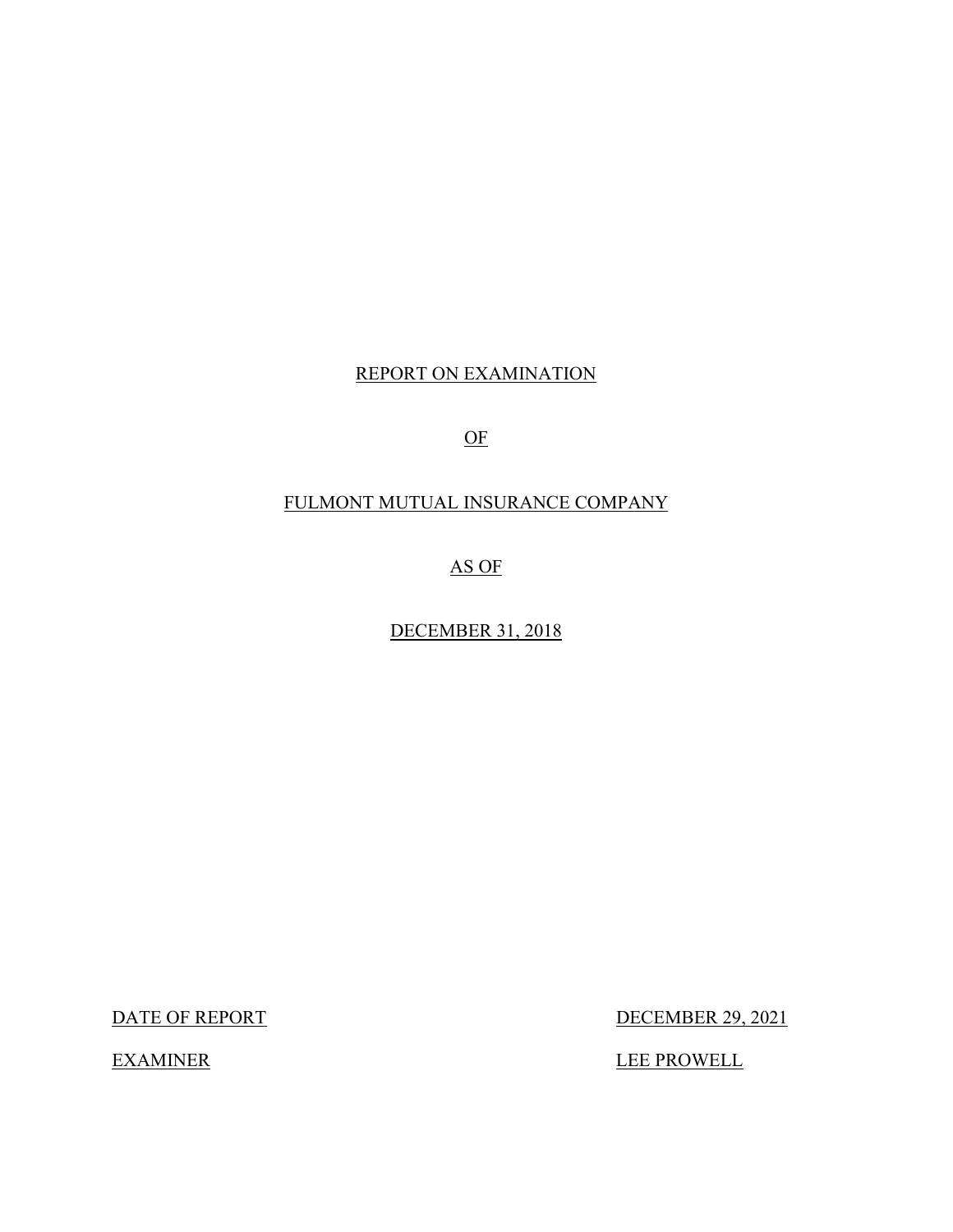# REPORT ON EXAMINATION

OF

FULMONT MUTUAL INSURANCE COMPANY

AS OF

DECEMBER 31, 2018

DATE OF REPORT DECEMBER 29, 2021

EXAMINER LEE PROWELL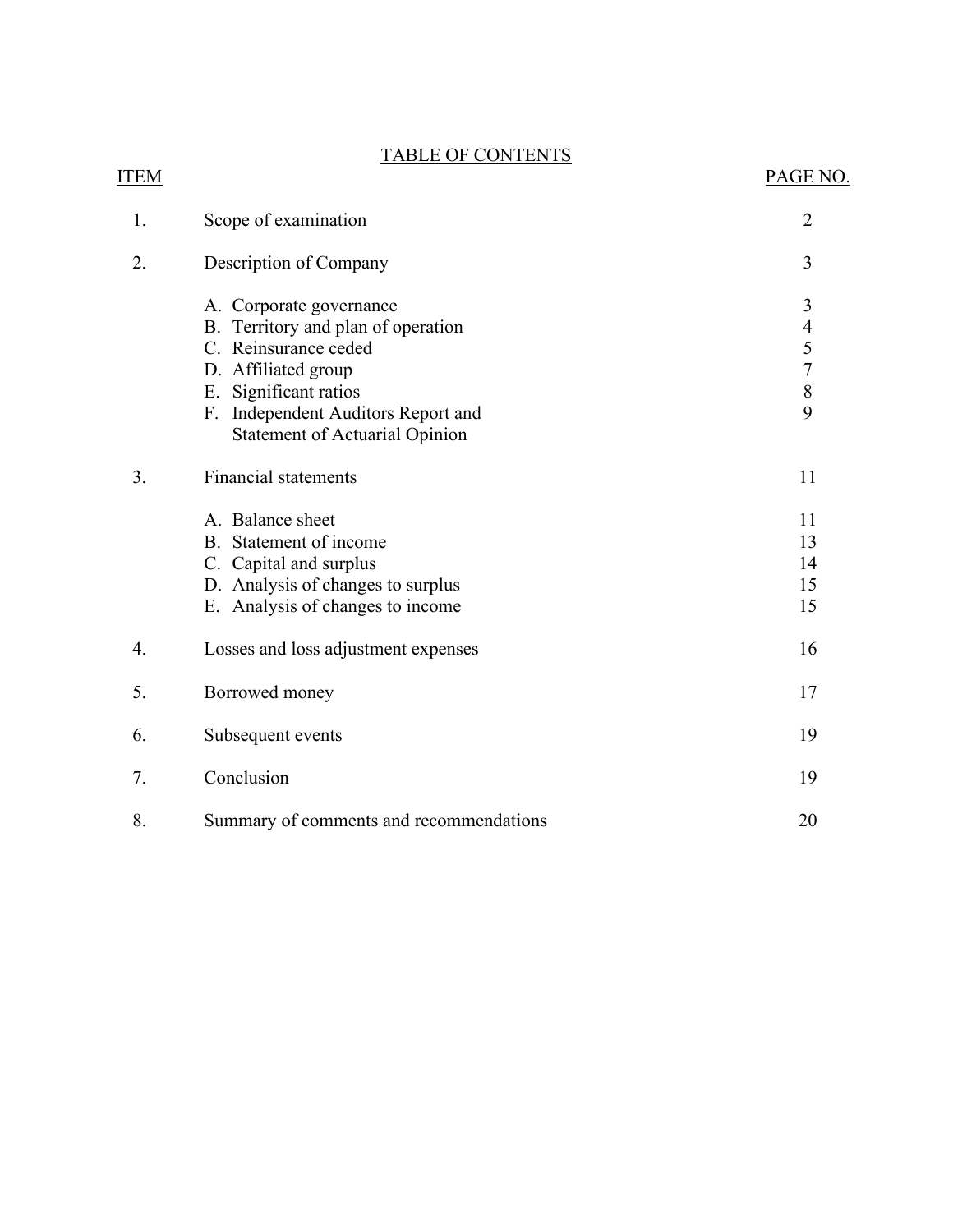## TABLE OF CONTENTS

| ITEM | | PAGE NO. |
|---|---|---|
| 1. | Scope of examination | 2 |
| 2. | Description of Company | 3 |
| | A. Corporate governance | 3 |
| | B. Territory and plan of operation | 4 |
| | C. Reinsurance ceded | 5 |
| | D. Affiliated group | 7 |
| | E. Significant ratios | 8 |
| | F. Independent Auditors Report and Statement of Actuarial Opinion | 9 |
| 3. | Financial statements | 11 |
| | A. Balance sheet | 11 |
| | B. Statement of income | 13 |
| | C. Capital and surplus | 14 |
| | D. Analysis of changes to surplus | 15 |
| | E. Analysis of changes to income | 15 |
| 4. | Losses and loss adjustment expenses | 16 |
| 5. | Borrowed money | 17 |
| 6. | Subsequent events | 19 |
| 7. | Conclusion | 19 |
| 8. | Summary of comments and recommendations | 20 |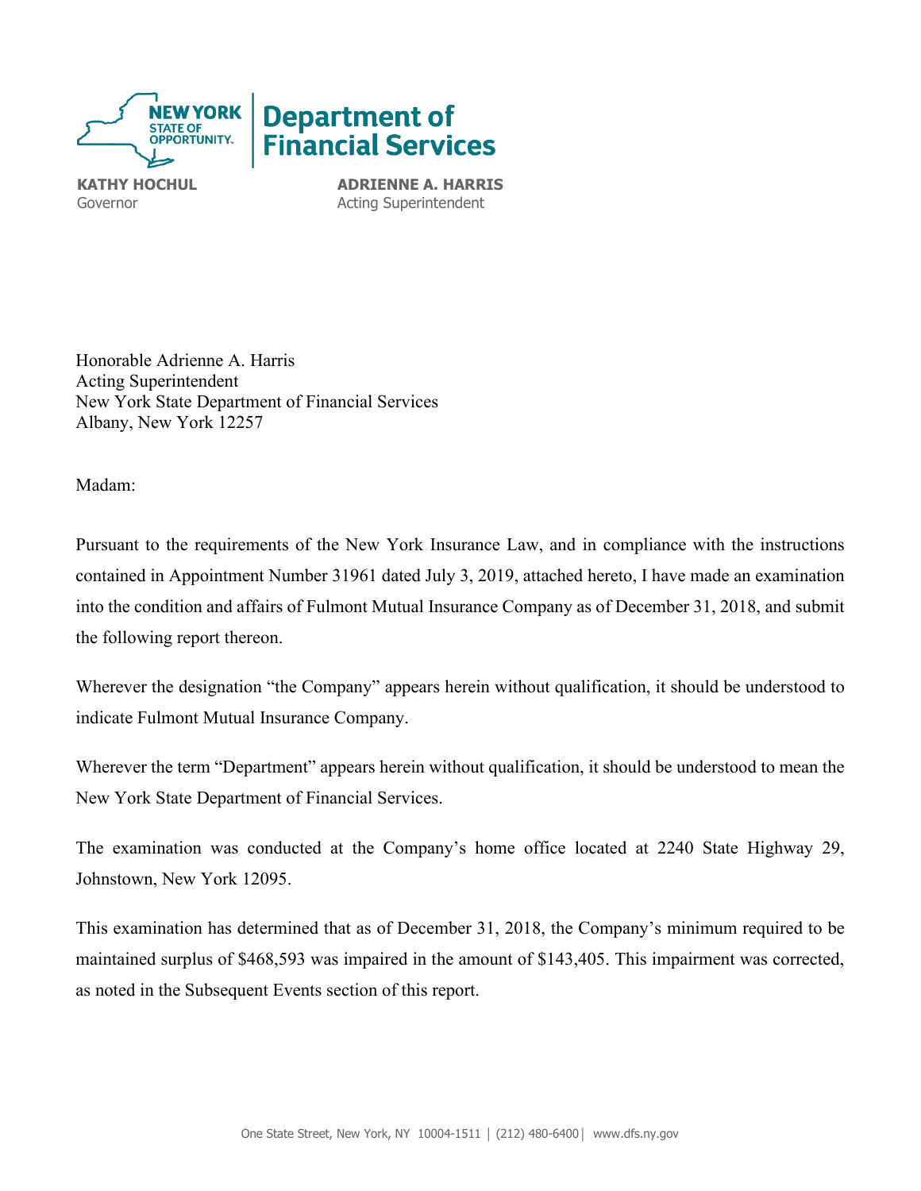**NEW YORK STATE OF OPPORTUNITY.** | **Department of Financial Services**

**KATHY HOCHUL**
Governor

**ADRIENNE A. HARRIS**
Acting Superintendent

Honorable Adrienne A. Harris
Acting Superintendent
New York State Department of Financial Services
Albany, New York 12257

Madam:

Pursuant to the requirements of the New York Insurance Law, and in compliance with the instructions contained in Appointment Number 31961 dated July 3, 2019, attached hereto, I have made an examination into the condition and affairs of Fulmont Mutual Insurance Company as of December 31, 2018, and submit the following report thereon.

Wherever the designation "the Company" appears herein without qualification, it should be understood to indicate Fulmont Mutual Insurance Company.

Wherever the term "Department" appears herein without qualification, it should be understood to mean the New York State Department of Financial Services.

The examination was conducted at the Company's home office located at 2240 State Highway 29, Johnstown, New York 12095.

This examination has determined that as of December 31, 2018, the Company's minimum required to be maintained surplus of $468,593 was impaired in the amount of $143,405. This impairment was corrected, as noted in the Subsequent Events section of this report.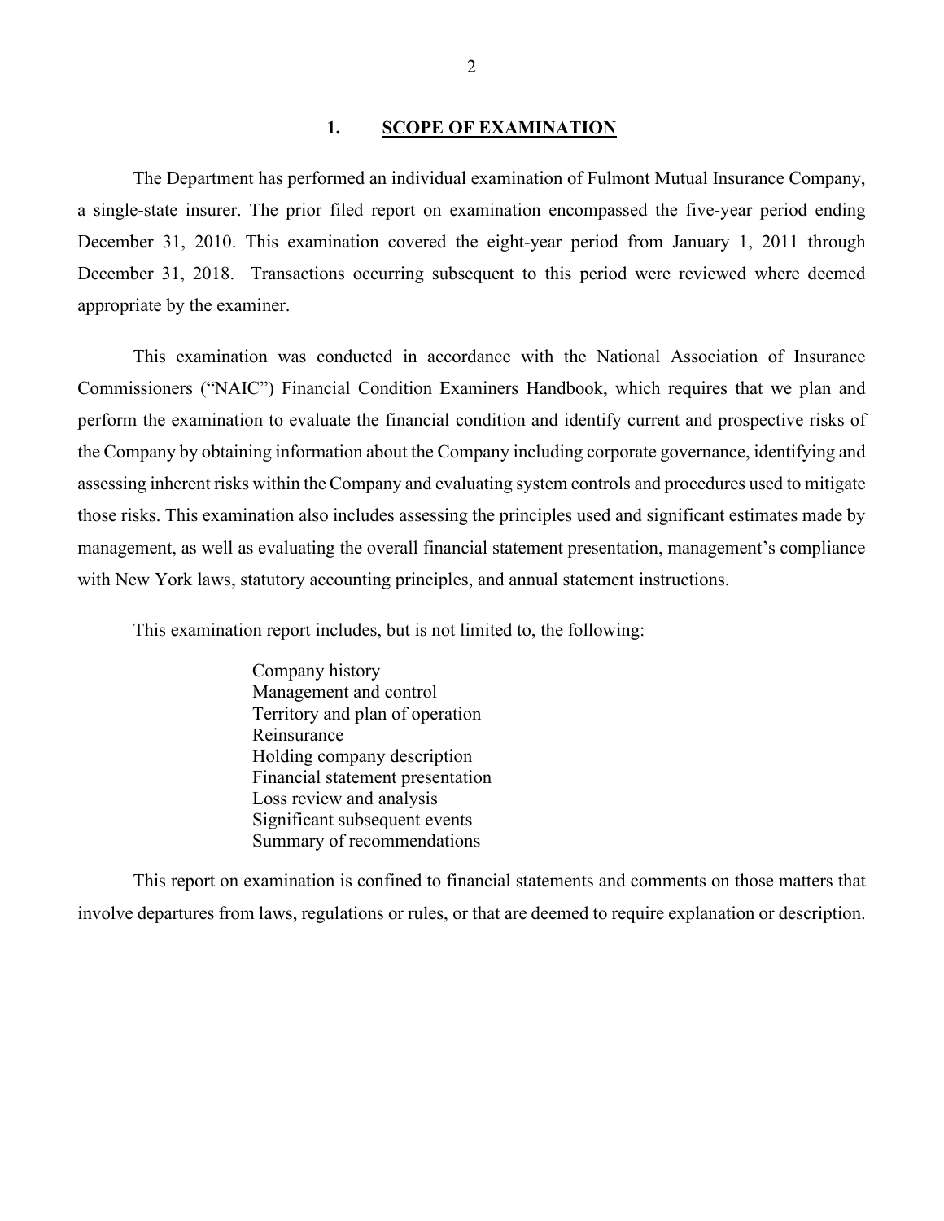## 1. SCOPE OF EXAMINATION

The Department has performed an individual examination of Fulmont Mutual Insurance Company, a single-state insurer. The prior filed report on examination encompassed the five-year period ending December 31, 2010. This examination covered the eight-year period from January 1, 2011 through December 31, 2018. Transactions occurring subsequent to this period were reviewed where deemed appropriate by the examiner.

This examination was conducted in accordance with the National Association of Insurance Commissioners ("NAIC") Financial Condition Examiners Handbook, which requires that we plan and perform the examination to evaluate the financial condition and identify current and prospective risks of the Company by obtaining information about the Company including corporate governance, identifying and assessing inherent risks within the Company and evaluating system controls and procedures used to mitigate those risks. This examination also includes assessing the principles used and significant estimates made by management, as well as evaluating the overall financial statement presentation, management's compliance with New York laws, statutory accounting principles, and annual statement instructions.

This examination report includes, but is not limited to, the following:

- Company history
- Management and control
- Territory and plan of operation
- Reinsurance
- Holding company description
- Financial statement presentation
- Loss review and analysis
- Significant subsequent events
- Summary of recommendations

This report on examination is confined to financial statements and comments on those matters that involve departures from laws, regulations or rules, or that are deemed to require explanation or description.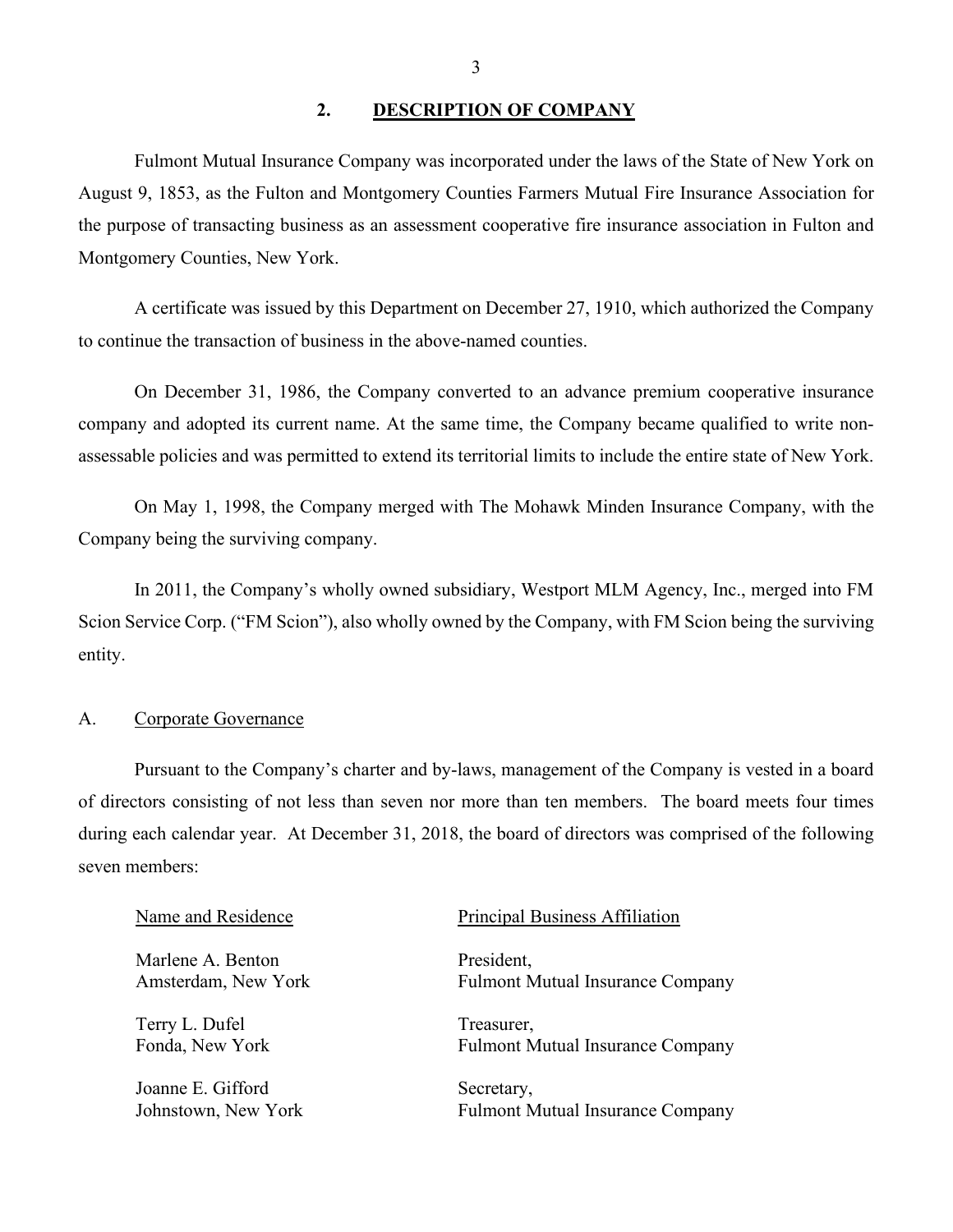## 2. DESCRIPTION OF COMPANY

Fulmont Mutual Insurance Company was incorporated under the laws of the State of New York on August 9, 1853, as the Fulton and Montgomery Counties Farmers Mutual Fire Insurance Association for the purpose of transacting business as an assessment cooperative fire insurance association in Fulton and Montgomery Counties, New York.

A certificate was issued by this Department on December 27, 1910, which authorized the Company to continue the transaction of business in the above-named counties.

On December 31, 1986, the Company converted to an advance premium cooperative insurance company and adopted its current name. At the same time, the Company became qualified to write non-assessable policies and was permitted to extend its territorial limits to include the entire state of New York.

On May 1, 1998, the Company merged with The Mohawk Minden Insurance Company, with the Company being the surviving company.

In 2011, the Company's wholly owned subsidiary, Westport MLM Agency, Inc., merged into FM Scion Service Corp. ("FM Scion"), also wholly owned by the Company, with FM Scion being the surviving entity.

### A. Corporate Governance

Pursuant to the Company's charter and by-laws, management of the Company is vested in a board of directors consisting of not less than seven nor more than ten members. The board meets four times during each calendar year. At December 31, 2018, the board of directors was comprised of the following seven members:

| Name and Residence | Principal Business Affiliation |
|---|---|
| Marlene A. Benton<br>Amsterdam, New York | President,<br>Fulmont Mutual Insurance Company |
| Terry L. Dufel<br>Fonda, New York | Treasurer,<br>Fulmont Mutual Insurance Company |
| Joanne E. Gifford<br>Johnstown, New York | Secretary,<br>Fulmont Mutual Insurance Company |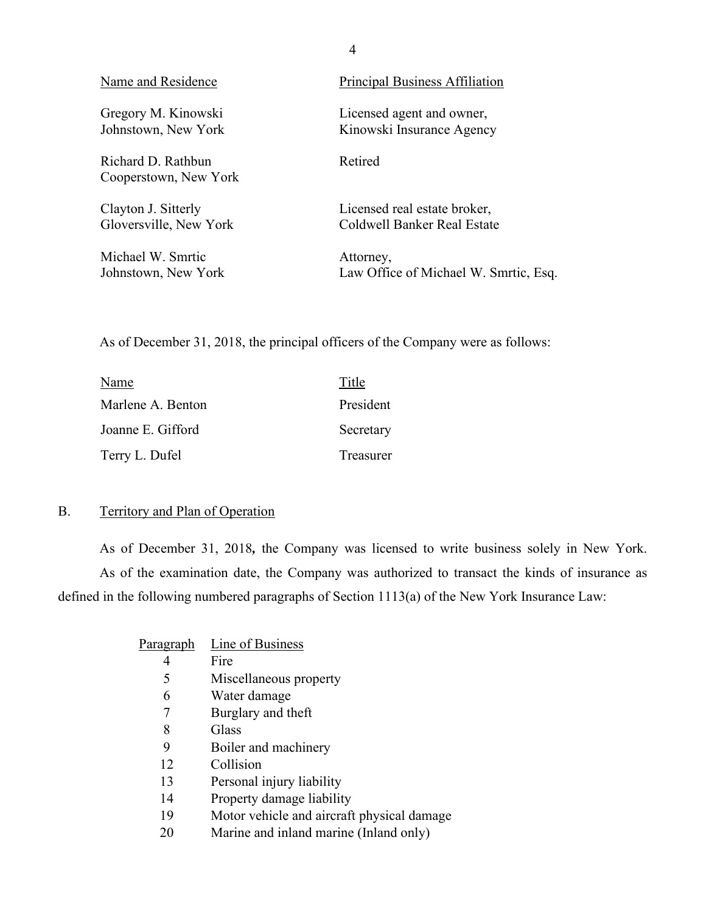| Name and Residence | Principal Business Affiliation |
|---|---|
| Gregory M. Kinowski<br>Johnstown, New York | Licensed agent and owner,<br>Kinowski Insurance Agency |
| Richard D. Rathbun<br>Cooperstown, New York | Retired |
| Clayton J. Sitterly<br>Gloversville, New York | Licensed real estate broker,<br>Coldwell Banker Real Estate |
| Michael W. Smrtic<br>Johnstown, New York | Attorney,<br>Law Office of Michael W. Smrtic, Esq. |

As of December 31, 2018, the principal officers of the Company were as follows:

| Name | Title |
|---|---|
| Marlene A. Benton | President |
| Joanne E. Gifford | Secretary |
| Terry L. Dufel | Treasurer |

## B. Territory and Plan of Operation

As of December 31, 2018**,** the Company was licensed to write business solely in New York.

As of the examination date, the Company was authorized to transact the kinds of insurance as defined in the following numbered paragraphs of Section 1113(a) of the New York Insurance Law:

| Paragraph | Line of Business |
|---|---|
| 4 | Fire |
| 5 | Miscellaneous property |
| 6 | Water damage |
| 7 | Burglary and theft |
| 8 | Glass |
| 9 | Boiler and machinery |
| 12 | Collision |
| 13 | Personal injury liability |
| 14 | Property damage liability |
| 19 | Motor vehicle and aircraft physical damage |
| 20 | Marine and inland marine (Inland only) |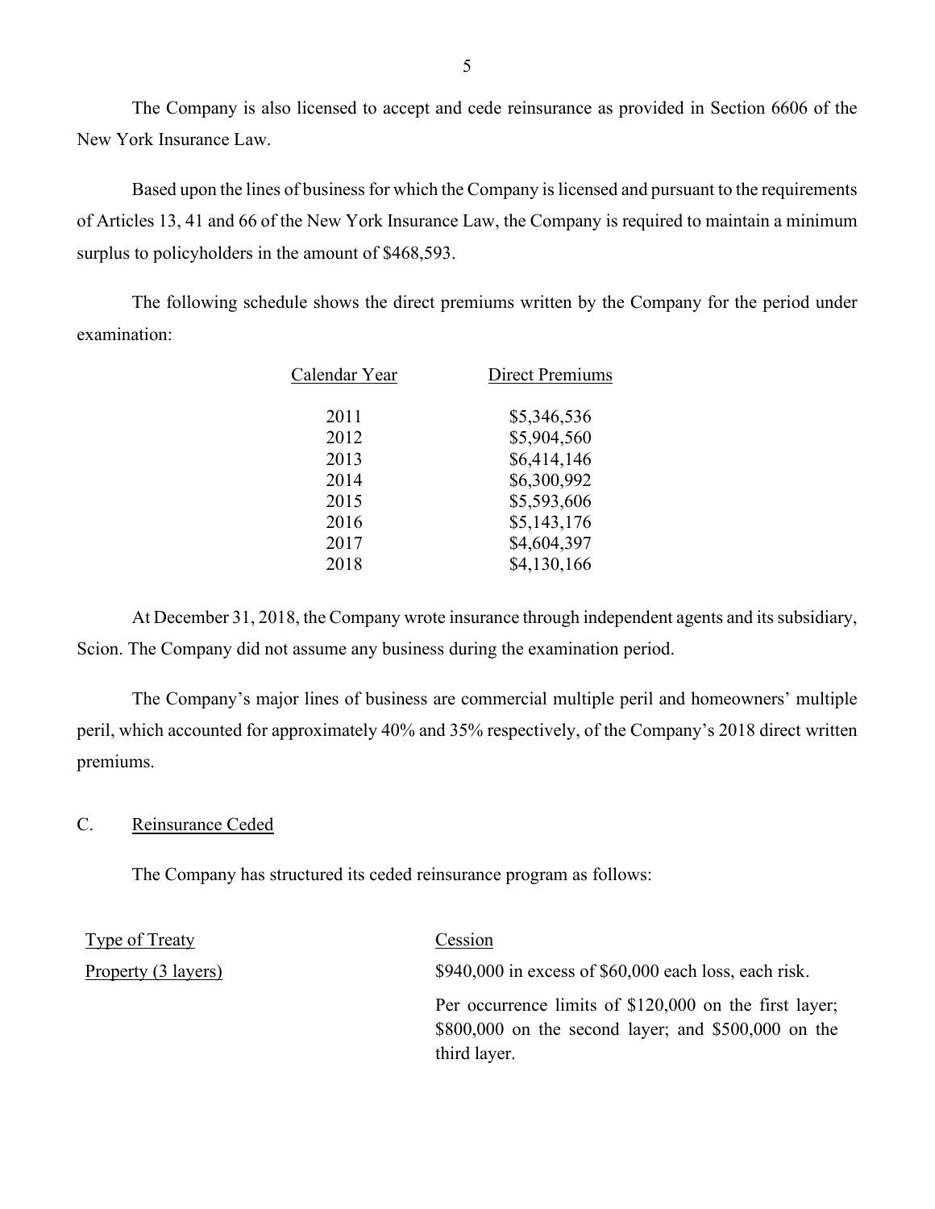The Company is also licensed to accept and cede reinsurance as provided in Section 6606 of the New York Insurance Law.

Based upon the lines of business for which the Company is licensed and pursuant to the requirements of Articles 13, 41 and 66 of the New York Insurance Law, the Company is required to maintain a minimum surplus to policyholders in the amount of $468,593.

The following schedule shows the direct premiums written by the Company for the period under examination:

| Calendar Year | Direct Premiums |
|---|---|
| 2011 | $5,346,536 |
| 2012 | $5,904,560 |
| 2013 | $6,414,146 |
| 2014 | $6,300,992 |
| 2015 | $5,593,606 |
| 2016 | $5,143,176 |
| 2017 | $4,604,397 |
| 2018 | $4,130,166 |

At December 31, 2018, the Company wrote insurance through independent agents and its subsidiary, Scion. The Company did not assume any business during the examination period.

The Company's major lines of business are commercial multiple peril and homeowners' multiple peril, which accounted for approximately 40% and 35% respectively, of the Company's 2018 direct written premiums.

## C. Reinsurance Ceded

The Company has structured its ceded reinsurance program as follows:

| Type of Treaty | Cession |
|---|---|
| Property (3 layers) | $940,000 in excess of $60,000 each loss, each risk. |
| | Per occurrence limits of $120,000 on the first layer; $800,000 on the second layer; and $500,000 on the third layer. |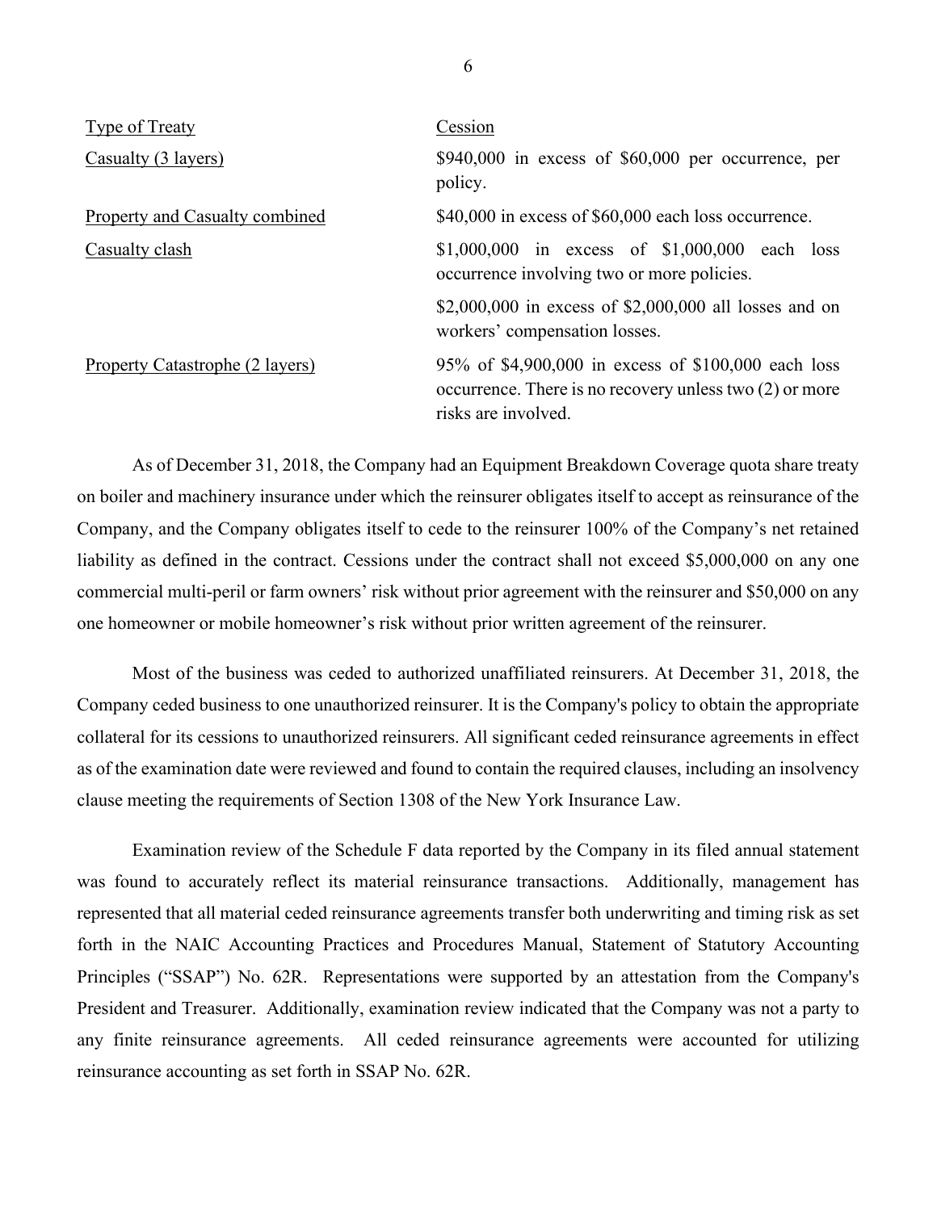| Type of Treaty | Cession |
|---|---|
| Casualty (3 layers) | $940,000 in excess of $60,000 per occurrence, per policy. |
| Property and Casualty combined | $40,000 in excess of $60,000 each loss occurrence. |
| Casualty clash | $1,000,000 in excess of $1,000,000 each loss occurrence involving two or more policies. |
| | $2,000,000 in excess of $2,000,000 all losses and on workers' compensation losses. |
| Property Catastrophe (2 layers) | 95% of $4,900,000 in excess of $100,000 each loss occurrence. There is no recovery unless two (2) or more risks are involved. |

As of December 31, 2018, the Company had an Equipment Breakdown Coverage quota share treaty on boiler and machinery insurance under which the reinsurer obligates itself to accept as reinsurance of the Company, and the Company obligates itself to cede to the reinsurer 100% of the Company's net retained liability as defined in the contract. Cessions under the contract shall not exceed $5,000,000 on any one commercial multi-peril or farm owners' risk without prior agreement with the reinsurer and $50,000 on any one homeowner or mobile homeowner's risk without prior written agreement of the reinsurer.

Most of the business was ceded to authorized unaffiliated reinsurers. At December 31, 2018, the Company ceded business to one unauthorized reinsurer. It is the Company's policy to obtain the appropriate collateral for its cessions to unauthorized reinsurers. All significant ceded reinsurance agreements in effect as of the examination date were reviewed and found to contain the required clauses, including an insolvency clause meeting the requirements of Section 1308 of the New York Insurance Law.

Examination review of the Schedule F data reported by the Company in its filed annual statement was found to accurately reflect its material reinsurance transactions. Additionally, management has represented that all material ceded reinsurance agreements transfer both underwriting and timing risk as set forth in the NAIC Accounting Practices and Procedures Manual, Statement of Statutory Accounting Principles ("SSAP") No. 62R. Representations were supported by an attestation from the Company's President and Treasurer. Additionally, examination review indicated that the Company was not a party to any finite reinsurance agreements. All ceded reinsurance agreements were accounted for utilizing reinsurance accounting as set forth in SSAP No. 62R.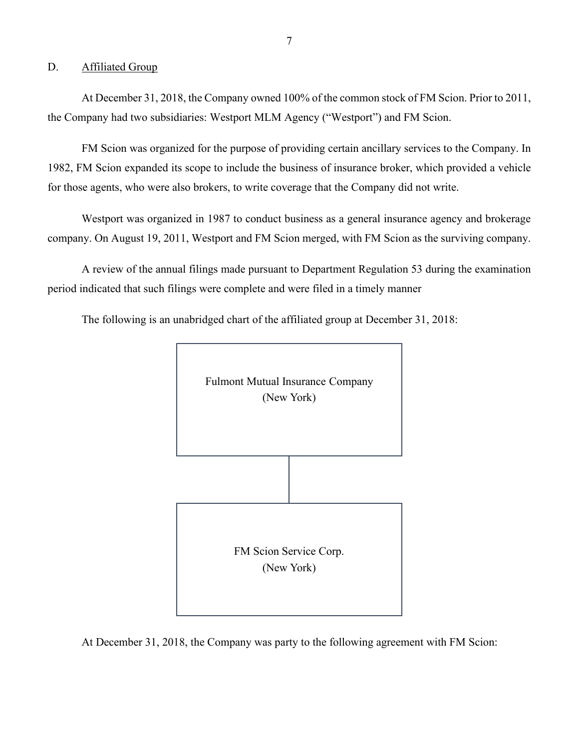## D. Affiliated Group

At December 31, 2018, the Company owned 100% of the common stock of FM Scion. Prior to 2011, the Company had two subsidiaries: Westport MLM Agency ("Westport") and FM Scion.

FM Scion was organized for the purpose of providing certain ancillary services to the Company. In 1982, FM Scion expanded its scope to include the business of insurance broker, which provided a vehicle for those agents, who were also brokers, to write coverage that the Company did not write.

Westport was organized in 1987 to conduct business as a general insurance agency and brokerage company. On August 19, 2011, Westport and FM Scion merged, with FM Scion as the surviving company.

A review of the annual filings made pursuant to Department Regulation 53 during the examination period indicated that such filings were complete and were filed in a timely manner

The following is an unabridged chart of the affiliated group at December 31, 2018:

Fulmont Mutual Insurance Company
(New York)

FM Scion Service Corp.
(New York)

At December 31, 2018, the Company was party to the following agreement with FM Scion: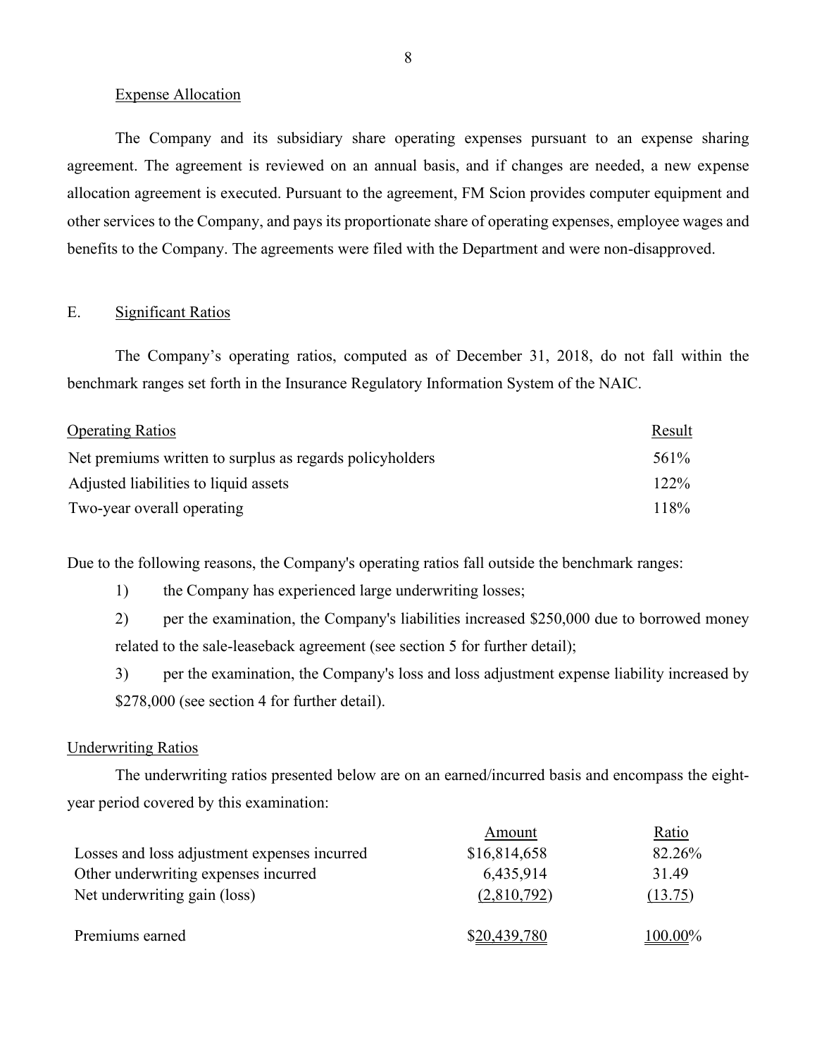Expense Allocation

The Company and its subsidiary share operating expenses pursuant to an expense sharing agreement. The agreement is reviewed on an annual basis, and if changes are needed, a new expense allocation agreement is executed. Pursuant to the agreement, FM Scion provides computer equipment and other services to the Company, and pays its proportionate share of operating expenses, employee wages and benefits to the Company. The agreements were filed with the Department and were non-disapproved.

## E. Significant Ratios

The Company's operating ratios, computed as of December 31, 2018, do not fall within the benchmark ranges set forth in the Insurance Regulatory Information System of the NAIC.

| Operating Ratios | Result |
|---|---|
| Net premiums written to surplus as regards policyholders | 561% |
| Adjusted liabilities to liquid assets | 122% |
| Two-year overall operating | 118% |

Due to the following reasons, the Company's operating ratios fall outside the benchmark ranges:

1) the Company has experienced large underwriting losses;

2) per the examination, the Company's liabilities increased $250,000 due to borrowed money related to the sale-leaseback agreement (see section 5 for further detail);

3) per the examination, the Company's loss and loss adjustment expense liability increased by $278,000 (see section 4 for further detail).

Underwriting Ratios

The underwriting ratios presented below are on an earned/incurred basis and encompass the eight-year period covered by this examination:

| | Amount | Ratio |
|---|---|---|
| Losses and loss adjustment expenses incurred | $16,814,658 | 82.26% |
| Other underwriting expenses incurred | 6,435,914 | 31.49 |
| Net underwriting gain (loss) | (2,810,792) | (13.75) |
| Premiums earned | $20,439,780 | 100.00% |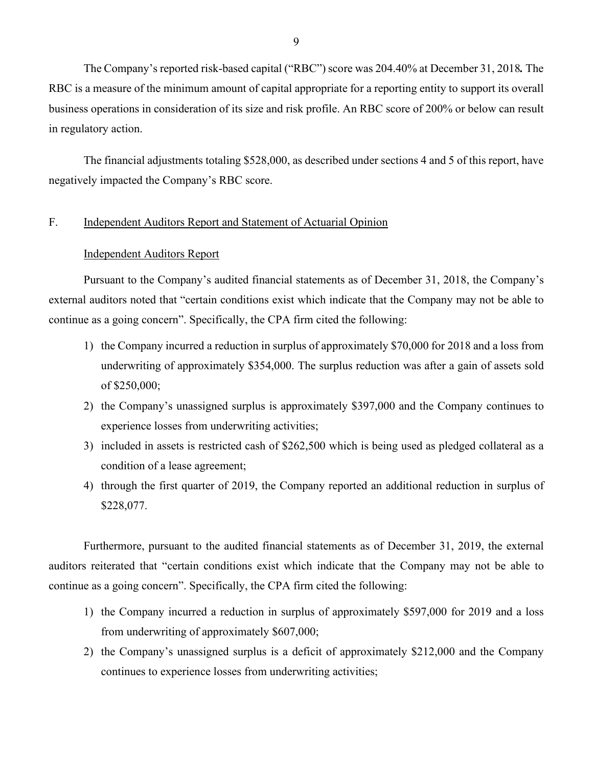The Company's reported risk-based capital ("RBC") score was 204.40% at December 31, 2018**.** The RBC is a measure of the minimum amount of capital appropriate for a reporting entity to support its overall business operations in consideration of its size and risk profile. An RBC score of 200% or below can result in regulatory action.

The financial adjustments totaling $528,000, as described under sections 4 and 5 of this report, have negatively impacted the Company's RBC score.

## F. Independent Auditors Report and Statement of Actuarial Opinion

### Independent Auditors Report

Pursuant to the Company's audited financial statements as of December 31, 2018, the Company's external auditors noted that "certain conditions exist which indicate that the Company may not be able to continue as a going concern". Specifically, the CPA firm cited the following:

1) the Company incurred a reduction in surplus of approximately $70,000 for 2018 and a loss from underwriting of approximately $354,000. The surplus reduction was after a gain of assets sold of $250,000;
2) the Company's unassigned surplus is approximately $397,000 and the Company continues to experience losses from underwriting activities;
3) included in assets is restricted cash of $262,500 which is being used as pledged collateral as a condition of a lease agreement;
4) through the first quarter of 2019, the Company reported an additional reduction in surplus of $228,077.

Furthermore, pursuant to the audited financial statements as of December 31, 2019, the external auditors reiterated that "certain conditions exist which indicate that the Company may not be able to continue as a going concern". Specifically, the CPA firm cited the following:

1) the Company incurred a reduction in surplus of approximately $597,000 for 2019 and a loss from underwriting of approximately $607,000;
2) the Company's unassigned surplus is a deficit of approximately $212,000 and the Company continues to experience losses from underwriting activities;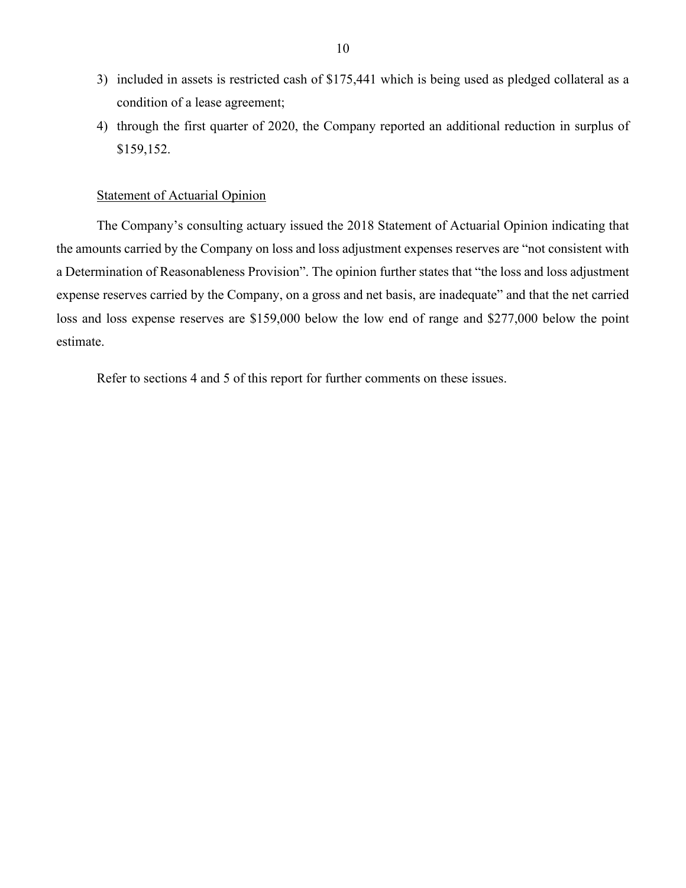3) included in assets is restricted cash of $175,441 which is being used as pledged collateral as a condition of a lease agreement;
4) through the first quarter of 2020, the Company reported an additional reduction in surplus of $159,152.

Statement of Actuarial Opinion

The Company's consulting actuary issued the 2018 Statement of Actuarial Opinion indicating that the amounts carried by the Company on loss and loss adjustment expenses reserves are "not consistent with a Determination of Reasonableness Provision". The opinion further states that "the loss and loss adjustment expense reserves carried by the Company, on a gross and net basis, are inadequate" and that the net carried loss and loss expense reserves are $159,000 below the low end of range and $277,000 below the point estimate.

Refer to sections 4 and 5 of this report for further comments on these issues.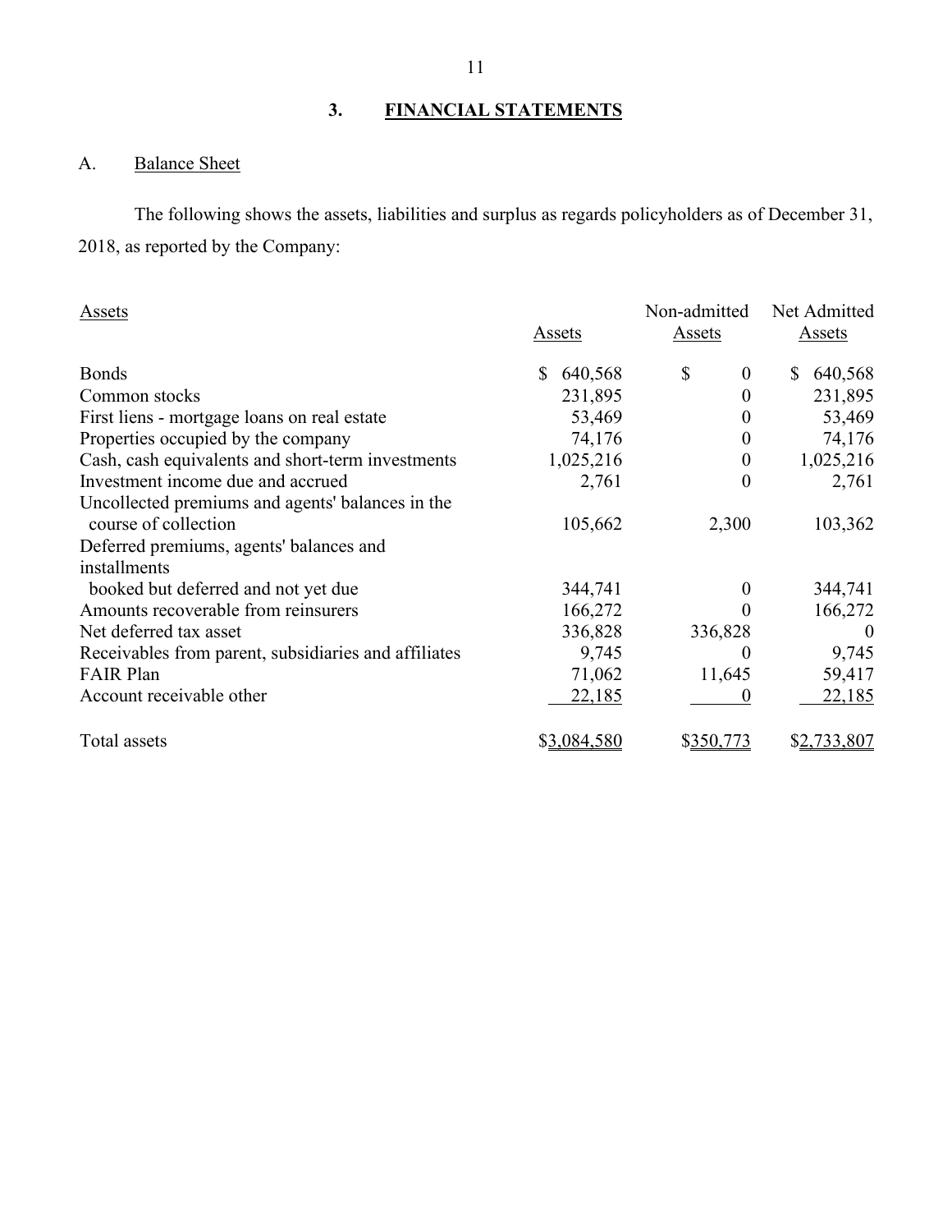## 3. FINANCIAL STATEMENTS

### A. Balance Sheet

The following shows the assets, liabilities and surplus as regards policyholders as of December 31, 2018, as reported by the Company:

| Assets | Assets | Non-admitted Assets | Net Admitted Assets |
|---|---|---|---|
| Bonds | $ 640,568 | $ 0 | $ 640,568 |
| Common stocks | 231,895 | 0 | 231,895 |
| First liens - mortgage loans on real estate | 53,469 | 0 | 53,469 |
| Properties occupied by the company | 74,176 | 0 | 74,176 |
| Cash, cash equivalents and short-term investments | 1,025,216 | 0 | 1,025,216 |
| Investment income due and accrued | 2,761 | 0 | 2,761 |
| Uncollected premiums and agents' balances in the course of collection | 105,662 | 2,300 | 103,362 |
| Deferred premiums, agents' balances and installments booked but deferred and not yet due | 344,741 | 0 | 344,741 |
| Amounts recoverable from reinsurers | 166,272 | 0 | 166,272 |
| Net deferred tax asset | 336,828 | 336,828 | 0 |
| Receivables from parent, subsidiaries and affiliates | 9,745 | 0 | 9,745 |
| FAIR Plan | 71,062 | 11,645 | 59,417 |
| Account receivable other | 22,185 | 0 | 22,185 |
| Total assets | $3,084,580 | $350,773 | $2,733,807 |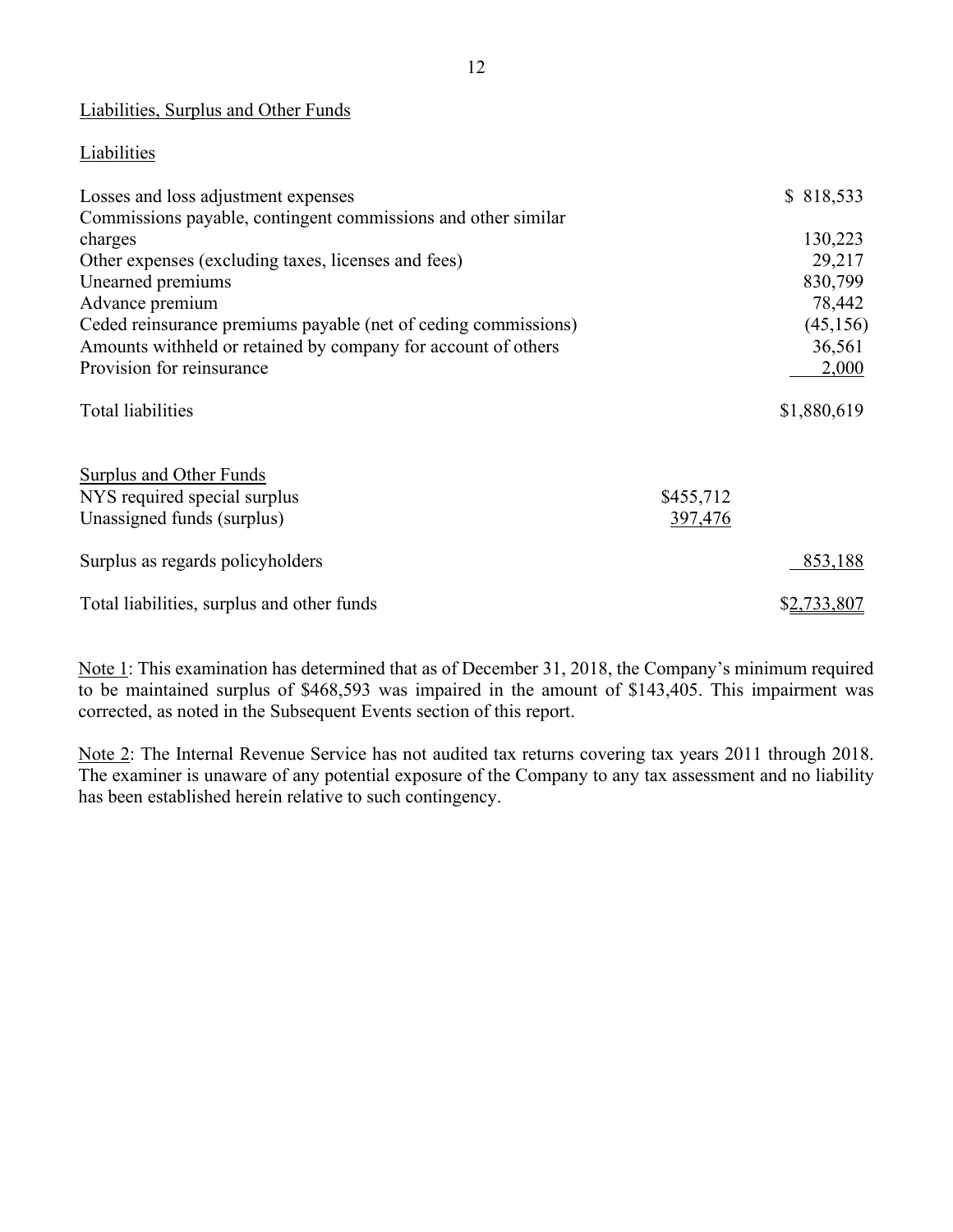## Liabilities, Surplus and Other Funds

### Liabilities

| | | |
|---|---|---|
| Losses and loss adjustment expenses | | $ 818,533 |
| Commissions payable, contingent commissions and other similar charges | | 130,223 |
| Other expenses (excluding taxes, licenses and fees) | | 29,217 |
| Unearned premiums | | 830,799 |
| Advance premium | | 78,442 |
| Ceded reinsurance premiums payable (net of ceding commissions) | | (45,156) |
| Amounts withheld or retained by company for account of others | | 36,561 |
| Provision for reinsurance | | 2,000 |
| Total liabilities | | $1,880,619 |

### Surplus and Other Funds

| | | |
|---|---|---|
| NYS required special surplus | $455,712 | |
| Unassigned funds (surplus) | 397,476 | |
| Surplus as regards policyholders | | 853,188 |
| Total liabilities, surplus and other funds | | $2,733,807 |

Note 1: This examination has determined that as of December 31, 2018, the Company's minimum required to be maintained surplus of $468,593 was impaired in the amount of $143,405. This impairment was corrected, as noted in the Subsequent Events section of this report.

Note 2: The Internal Revenue Service has not audited tax returns covering tax years 2011 through 2018. The examiner is unaware of any potential exposure of the Company to any tax assessment and no liability has been established herein relative to such contingency.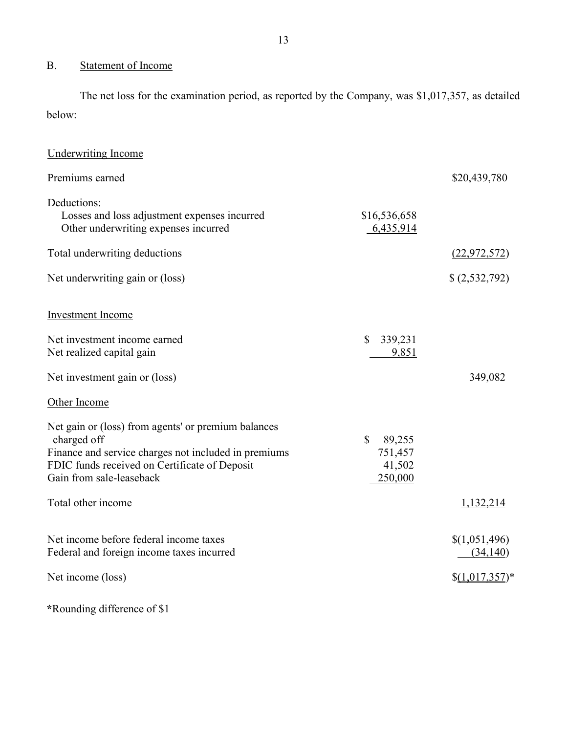## B. Statement of Income

The net loss for the examination period, as reported by the Company, was $1,017,357, as detailed below:

| | | |
|---|---|---|
| Underwriting Income | | |
| Premiums earned | | $20,439,780 |
| Deductions: | | |
| Losses and loss adjustment expenses incurred | $16,536,658 | |
| Other underwriting expenses incurred | 6,435,914 | |
| Total underwriting deductions | | (22,972,572) |
| Net underwriting gain or (loss) | | $ (2,532,792) |
| Investment Income | | |
| Net investment income earned | $ 339,231 | |
| Net realized capital gain | 9,851 | |
| Net investment gain or (loss) | | 349,082 |
| Other Income | | |
| Net gain or (loss) from agents' or premium balances charged off | $ 89,255 | |
| Finance and service charges not included in premiums | 751,457 | |
| FDIC funds received on Certificate of Deposit | 41,502 | |
| Gain from sale-leaseback | 250,000 | |
| Total other income | | 1,132,214 |
| Net income before federal income taxes | | $(1,051,496) |
| Federal and foreign income taxes incurred | | (34,140) |
| Net income (loss) | | $(1,017,357)* |

*Rounding difference of $1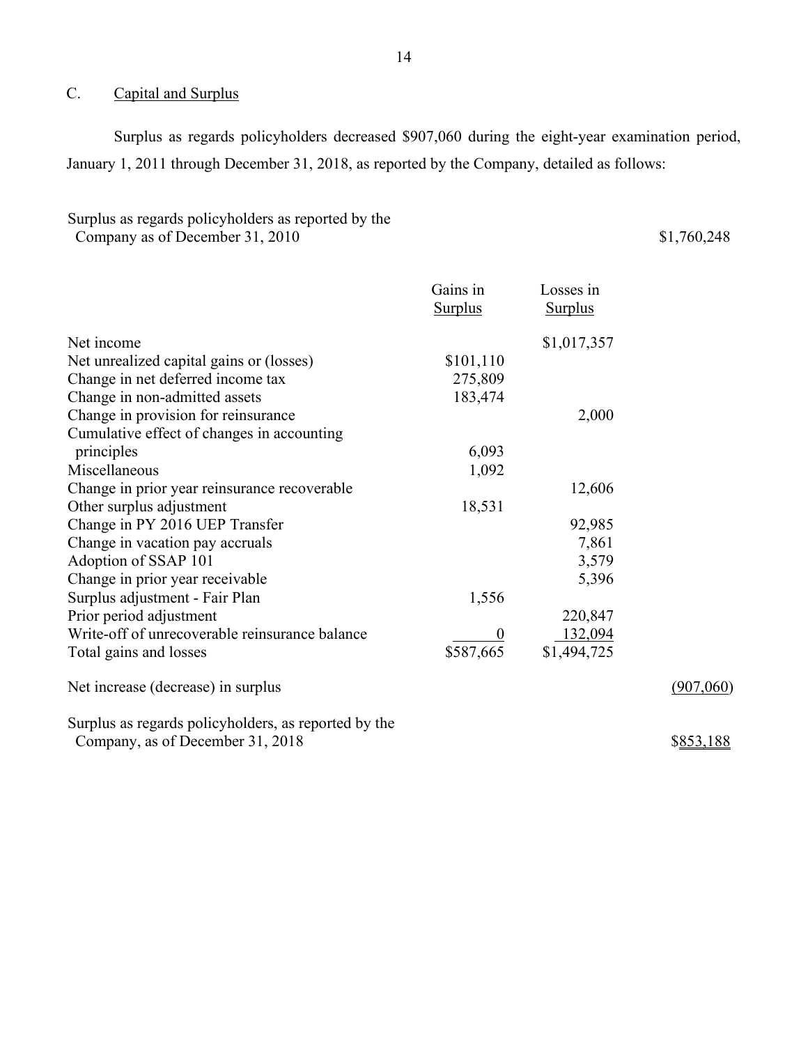## C. Capital and Surplus

Surplus as regards policyholders decreased $907,060 during the eight-year examination period, January 1, 2011 through December 31, 2018, as reported by the Company, detailed as follows:

| | Gains in Surplus | Losses in Surplus | |
|---|---|---|---|
| Surplus as regards policyholders as reported by the Company as of December 31, 2010 | | | $1,760,248 |
| Net income | | $1,017,357 | |
| Net unrealized capital gains or (losses) | $101,110 | | |
| Change in net deferred income tax | 275,809 | | |
| Change in non-admitted assets | 183,474 | | |
| Change in provision for reinsurance | | 2,000 | |
| Cumulative effect of changes in accounting principles | 6,093 | | |
| Miscellaneous | 1,092 | | |
| Change in prior year reinsurance recoverable | | 12,606 | |
| Other surplus adjustment | 18,531 | | |
| Change in PY 2016 UEP Transfer | | 92,985 | |
| Change in vacation pay accruals | | 7,861 | |
| Adoption of SSAP 101 | | 3,579 | |
| Change in prior year receivable | | 5,396 | |
| Surplus adjustment - Fair Plan | 1,556 | | |
| Prior period adjustment | | 220,847 | |
| Write-off of unrecoverable reinsurance balance | 0 | 132,094 | |
| Total gains and losses | $587,665 | $1,494,725 | |
| Net increase (decrease) in surplus | | | (907,060) |
| Surplus as regards policyholders, as reported by the Company, as of December 31, 2018 | | | $853,188 |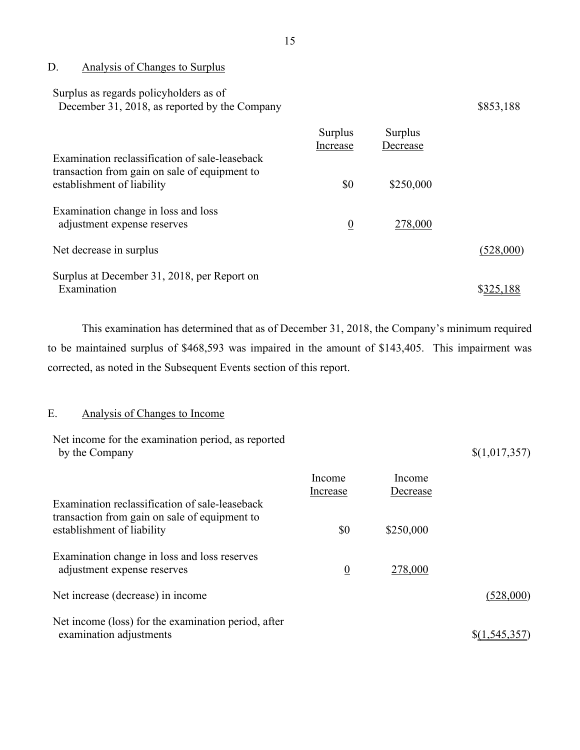## D. Analysis of Changes to Surplus

| | Surplus Increase | Surplus Decrease | |
|---|---|---|---|
| Surplus as regards policyholders as of December 31, 2018, as reported by the Company | | | $853,188 |
| Examination reclassification of sale-leaseback transaction from gain on sale of equipment to establishment of liability | $0 | $250,000 | |
| Examination change in loss and loss adjustment expense reserves | 0 | 278,000 | |
| Net decrease in surplus | | | (528,000) |
| Surplus at December 31, 2018, per Report on Examination | | | $325,188 |

This examination has determined that as of December 31, 2018, the Company's minimum required to be maintained surplus of $468,593 was impaired in the amount of $143,405. This impairment was corrected, as noted in the Subsequent Events section of this report.

## E. Analysis of Changes to Income

| | Income Increase | Income Decrease | |
|---|---|---|---|
| Net income for the examination period, as reported by the Company | | | $(1,017,357) |
| Examination reclassification of sale-leaseback transaction from gain on sale of equipment to establishment of liability | $0 | $250,000 | |
| Examination change in loss and loss reserves adjustment expense reserves | 0 | 278,000 | |
| Net increase (decrease) in income | | | (528,000) |
| Net income (loss) for the examination period, after examination adjustments | | | $(1,545,357) |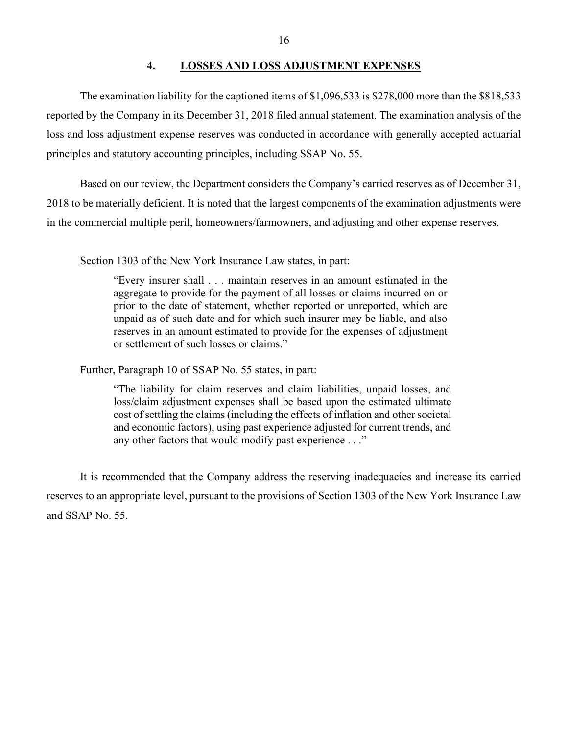## 4. LOSSES AND LOSS ADJUSTMENT EXPENSES

The examination liability for the captioned items of $1,096,533 is $278,000 more than the $818,533 reported by the Company in its December 31, 2018 filed annual statement. The examination analysis of the loss and loss adjustment expense reserves was conducted in accordance with generally accepted actuarial principles and statutory accounting principles, including SSAP No. 55.

Based on our review, the Department considers the Company's carried reserves as of December 31, 2018 to be materially deficient. It is noted that the largest components of the examination adjustments were in the commercial multiple peril, homeowners/farmowners, and adjusting and other expense reserves.

Section 1303 of the New York Insurance Law states, in part:

> "Every insurer shall . . . maintain reserves in an amount estimated in the aggregate to provide for the payment of all losses or claims incurred on or prior to the date of statement, whether reported or unreported, which are unpaid as of such date and for which such insurer may be liable, and also reserves in an amount estimated to provide for the expenses of adjustment or settlement of such losses or claims."

Further, Paragraph 10 of SSAP No. 55 states, in part:

> "The liability for claim reserves and claim liabilities, unpaid losses, and loss/claim adjustment expenses shall be based upon the estimated ultimate cost of settling the claims (including the effects of inflation and other societal and economic factors), using past experience adjusted for current trends, and any other factors that would modify past experience . . ."

It is recommended that the Company address the reserving inadequacies and increase its carried reserves to an appropriate level, pursuant to the provisions of Section 1303 of the New York Insurance Law and SSAP No. 55.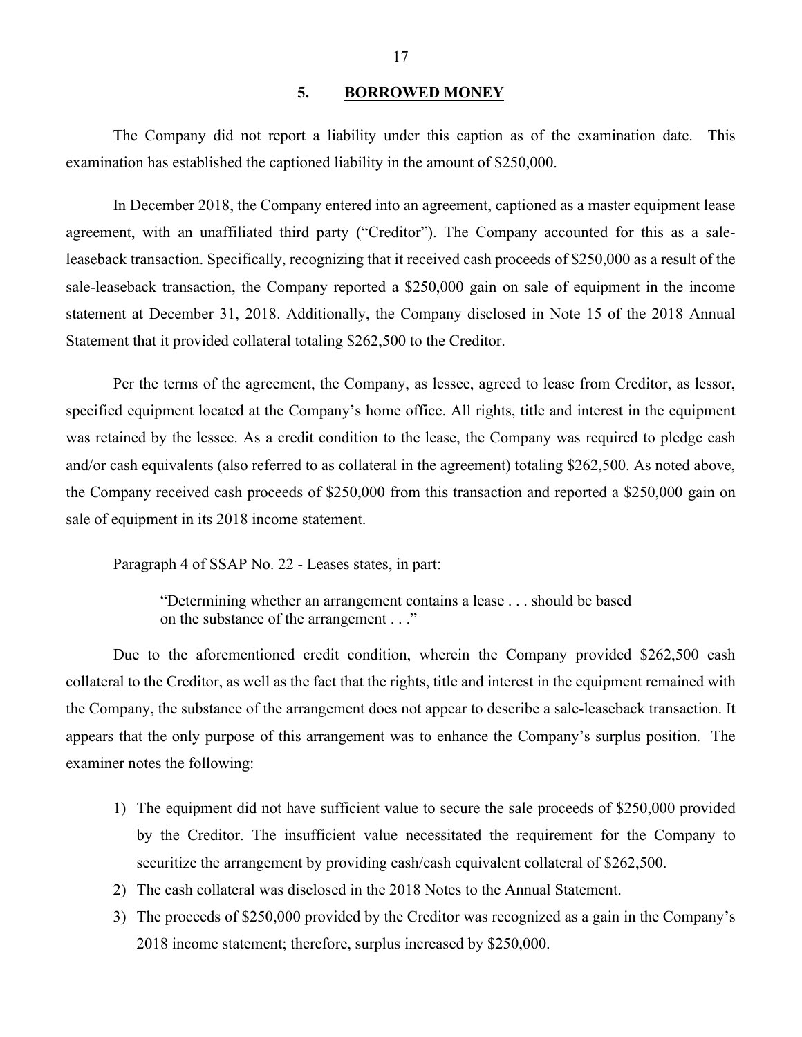## 5. BORROWED MONEY

The Company did not report a liability under this caption as of the examination date. This examination has established the captioned liability in the amount of $250,000.

In December 2018, the Company entered into an agreement, captioned as a master equipment lease agreement, with an unaffiliated third party ("Creditor"). The Company accounted for this as a sale-leaseback transaction. Specifically, recognizing that it received cash proceeds of $250,000 as a result of the sale-leaseback transaction, the Company reported a $250,000 gain on sale of equipment in the income statement at December 31, 2018. Additionally, the Company disclosed in Note 15 of the 2018 Annual Statement that it provided collateral totaling $262,500 to the Creditor.

Per the terms of the agreement, the Company, as lessee, agreed to lease from Creditor, as lessor, specified equipment located at the Company's home office. All rights, title and interest in the equipment was retained by the lessee. As a credit condition to the lease, the Company was required to pledge cash and/or cash equivalents (also referred to as collateral in the agreement) totaling $262,500. As noted above, the Company received cash proceeds of $250,000 from this transaction and reported a $250,000 gain on sale of equipment in its 2018 income statement.

Paragraph 4 of SSAP No. 22 - Leases states, in part:

> "Determining whether an arrangement contains a lease . . . should be based on the substance of the arrangement . . ."

Due to the aforementioned credit condition, wherein the Company provided $262,500 cash collateral to the Creditor, as well as the fact that the rights, title and interest in the equipment remained with the Company, the substance of the arrangement does not appear to describe a sale-leaseback transaction. It appears that the only purpose of this arrangement was to enhance the Company's surplus position. The examiner notes the following:

1) The equipment did not have sufficient value to secure the sale proceeds of $250,000 provided by the Creditor. The insufficient value necessitated the requirement for the Company to securitize the arrangement by providing cash/cash equivalent collateral of $262,500.
2) The cash collateral was disclosed in the 2018 Notes to the Annual Statement.
3) The proceeds of $250,000 provided by the Creditor was recognized as a gain in the Company's 2018 income statement; therefore, surplus increased by $250,000.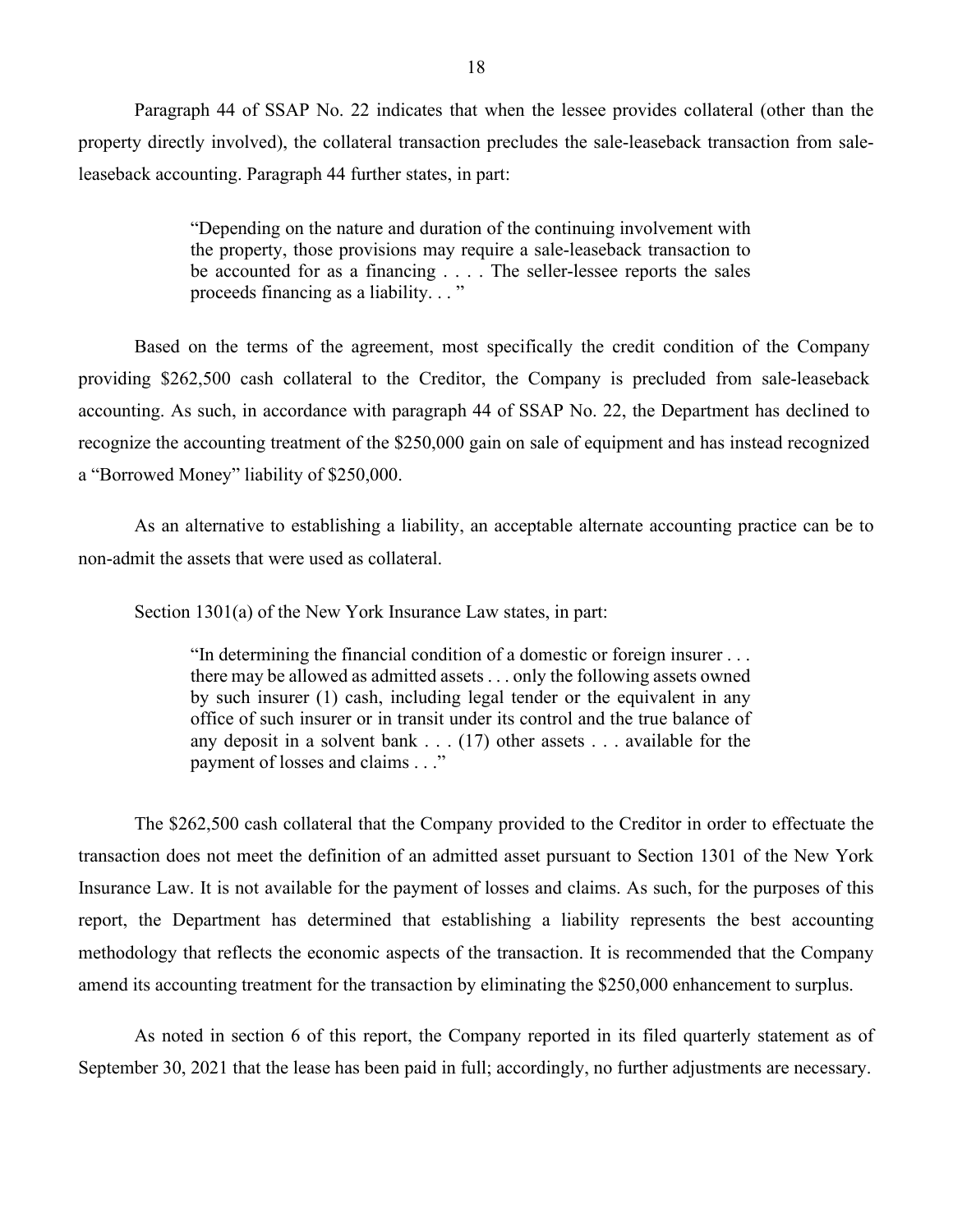Paragraph 44 of SSAP No. 22 indicates that when the lessee provides collateral (other than the property directly involved), the collateral transaction precludes the sale-leaseback transaction from sale-leaseback accounting. Paragraph 44 further states, in part:

> "Depending on the nature and duration of the continuing involvement with the property, those provisions may require a sale-leaseback transaction to be accounted for as a financing . . . . The seller-lessee reports the sales proceeds financing as a liability. . . "

Based on the terms of the agreement, most specifically the credit condition of the Company providing $262,500 cash collateral to the Creditor, the Company is precluded from sale-leaseback accounting. As such, in accordance with paragraph 44 of SSAP No. 22, the Department has declined to recognize the accounting treatment of the $250,000 gain on sale of equipment and has instead recognized a "Borrowed Money" liability of $250,000.

As an alternative to establishing a liability, an acceptable alternate accounting practice can be to non-admit the assets that were used as collateral.

Section 1301(a) of the New York Insurance Law states, in part:

> "In determining the financial condition of a domestic or foreign insurer . . . there may be allowed as admitted assets . . . only the following assets owned by such insurer (1) cash, including legal tender or the equivalent in any office of such insurer or in transit under its control and the true balance of any deposit in a solvent bank . . . (17) other assets . . . available for the payment of losses and claims . . ."

The $262,500 cash collateral that the Company provided to the Creditor in order to effectuate the transaction does not meet the definition of an admitted asset pursuant to Section 1301 of the New York Insurance Law. It is not available for the payment of losses and claims. As such, for the purposes of this report, the Department has determined that establishing a liability represents the best accounting methodology that reflects the economic aspects of the transaction. It is recommended that the Company amend its accounting treatment for the transaction by eliminating the $250,000 enhancement to surplus.

As noted in section 6 of this report, the Company reported in its filed quarterly statement as of September 30, 2021 that the lease has been paid in full; accordingly, no further adjustments are necessary.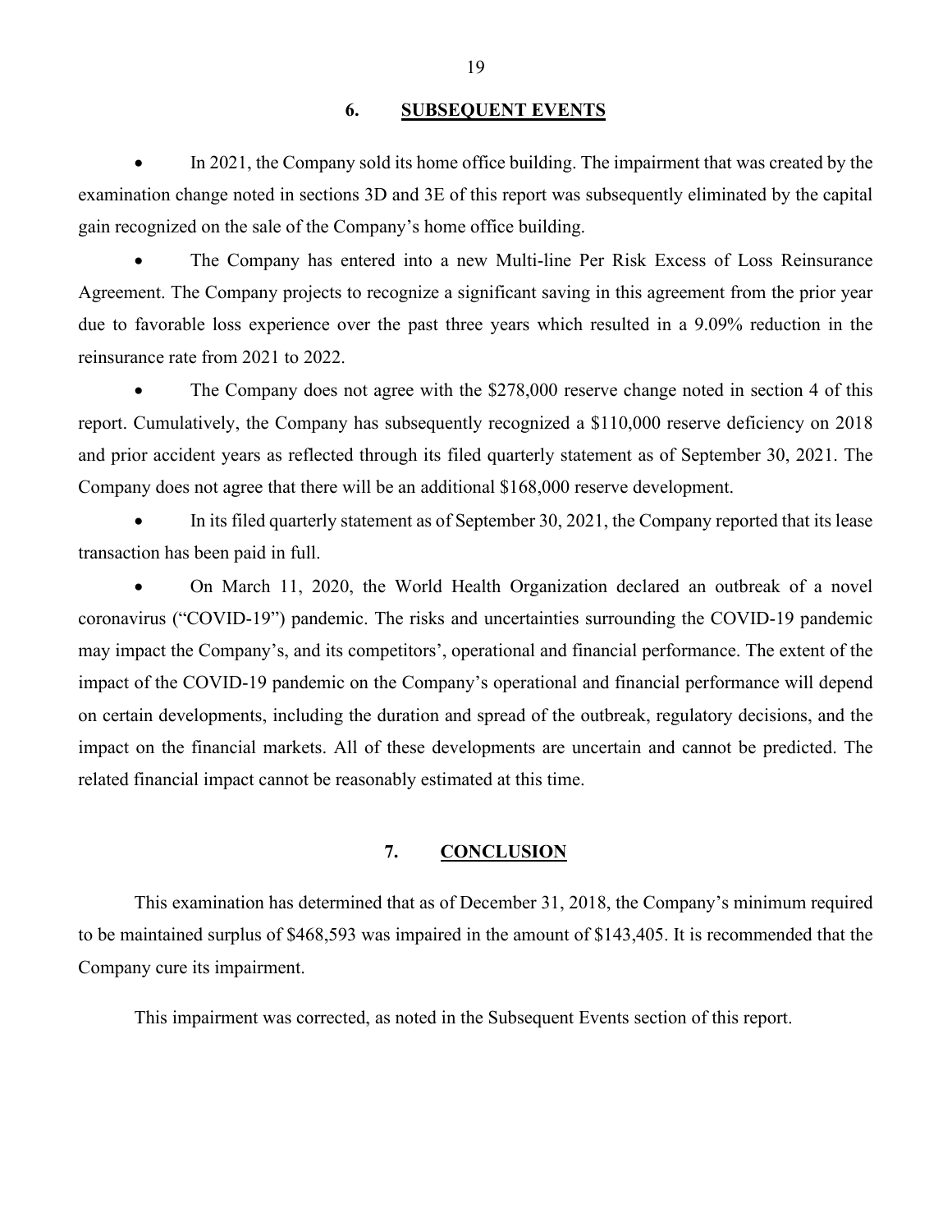## 6. SUBSEQUENT EVENTS

- In 2021, the Company sold its home office building. The impairment that was created by the examination change noted in sections 3D and 3E of this report was subsequently eliminated by the capital gain recognized on the sale of the Company's home office building.

- The Company has entered into a new Multi-line Per Risk Excess of Loss Reinsurance Agreement. The Company projects to recognize a significant saving in this agreement from the prior year due to favorable loss experience over the past three years which resulted in a 9.09% reduction in the reinsurance rate from 2021 to 2022.

- The Company does not agree with the $278,000 reserve change noted in section 4 of this report. Cumulatively, the Company has subsequently recognized a $110,000 reserve deficiency on 2018 and prior accident years as reflected through its filed quarterly statement as of September 30, 2021. The Company does not agree that there will be an additional $168,000 reserve development.

- In its filed quarterly statement as of September 30, 2021, the Company reported that its lease transaction has been paid in full.

- On March 11, 2020, the World Health Organization declared an outbreak of a novel coronavirus ("COVID-19") pandemic. The risks and uncertainties surrounding the COVID-19 pandemic may impact the Company's, and its competitors', operational and financial performance. The extent of the impact of the COVID-19 pandemic on the Company's operational and financial performance will depend on certain developments, including the duration and spread of the outbreak, regulatory decisions, and the impact on the financial markets. All of these developments are uncertain and cannot be predicted. The related financial impact cannot be reasonably estimated at this time.

## 7. CONCLUSION

This examination has determined that as of December 31, 2018, the Company's minimum required to be maintained surplus of $468,593 was impaired in the amount of $143,405. It is recommended that the Company cure its impairment.

This impairment was corrected, as noted in the Subsequent Events section of this report.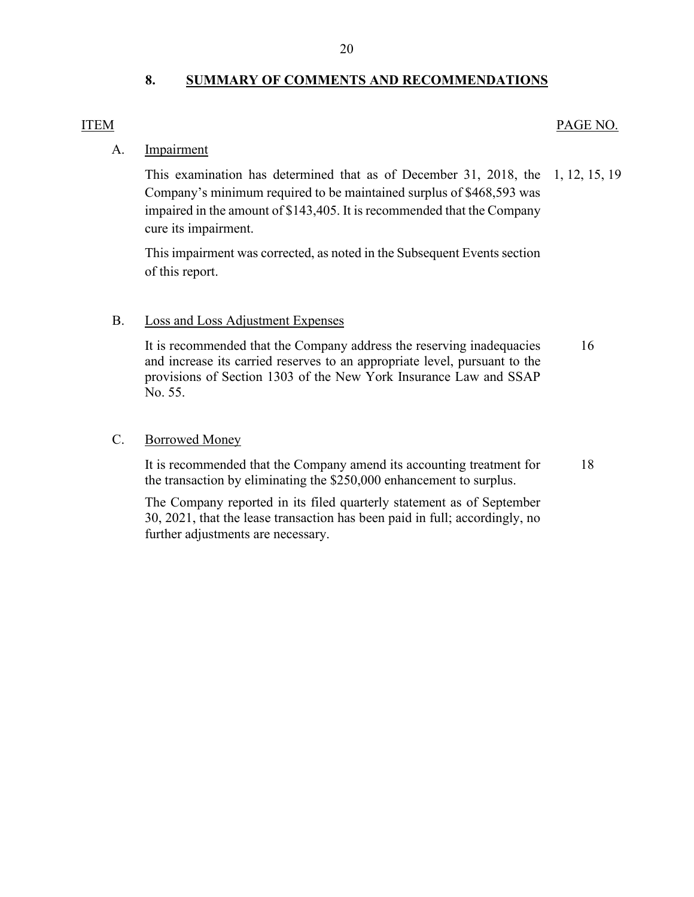## 8. SUMMARY OF COMMENTS AND RECOMMENDATIONS

| ITEM | | PAGE NO. |
|---|---|---|
| A. | Impairment | |
| | This examination has determined that as of December 31, 2018, the Company's minimum required to be maintained surplus of $468,593 was impaired in the amount of $143,405. It is recommended that the Company cure its impairment. | 1, 12, 15, 19 |
| | This impairment was corrected, as noted in the Subsequent Events section of this report. | |
| B. | Loss and Loss Adjustment Expenses | |
| | It is recommended that the Company address the reserving inadequacies and increase its carried reserves to an appropriate level, pursuant to the provisions of Section 1303 of the New York Insurance Law and SSAP No. 55. | 16 |
| C. | Borrowed Money | |
| | It is recommended that the Company amend its accounting treatment for the transaction by eliminating the $250,000 enhancement to surplus. | 18 |
| | The Company reported in its filed quarterly statement as of September 30, 2021, that the lease transaction has been paid in full; accordingly, no further adjustments are necessary. | |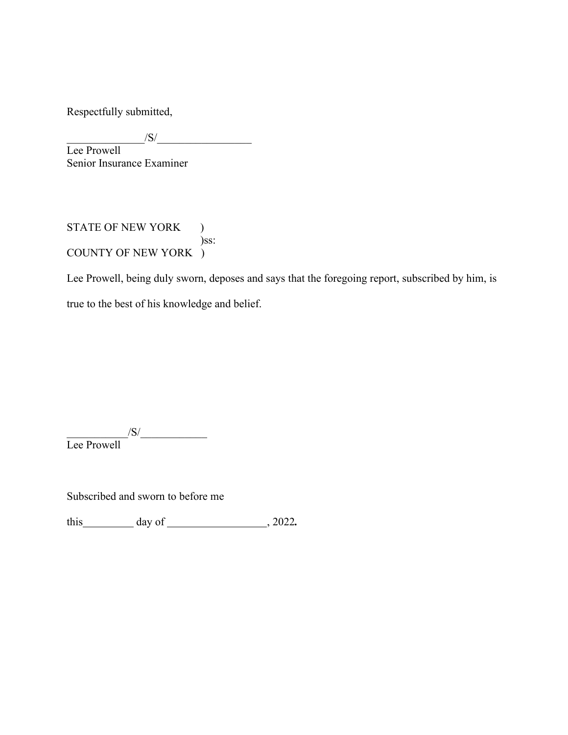Respectfully submitted,

______________/S/__________________
Lee Prowell
Senior Insurance Examiner

STATE OF NEW YORK )
)ss:
COUNTY OF NEW YORK )

Lee Prowell, being duly sworn, deposes and says that the foregoing report, subscribed by him, is true to the best of his knowledge and belief.

___________/S/____________
Lee Prowell

Subscribed and sworn to before me

this_________ day of __________________, 2022**.**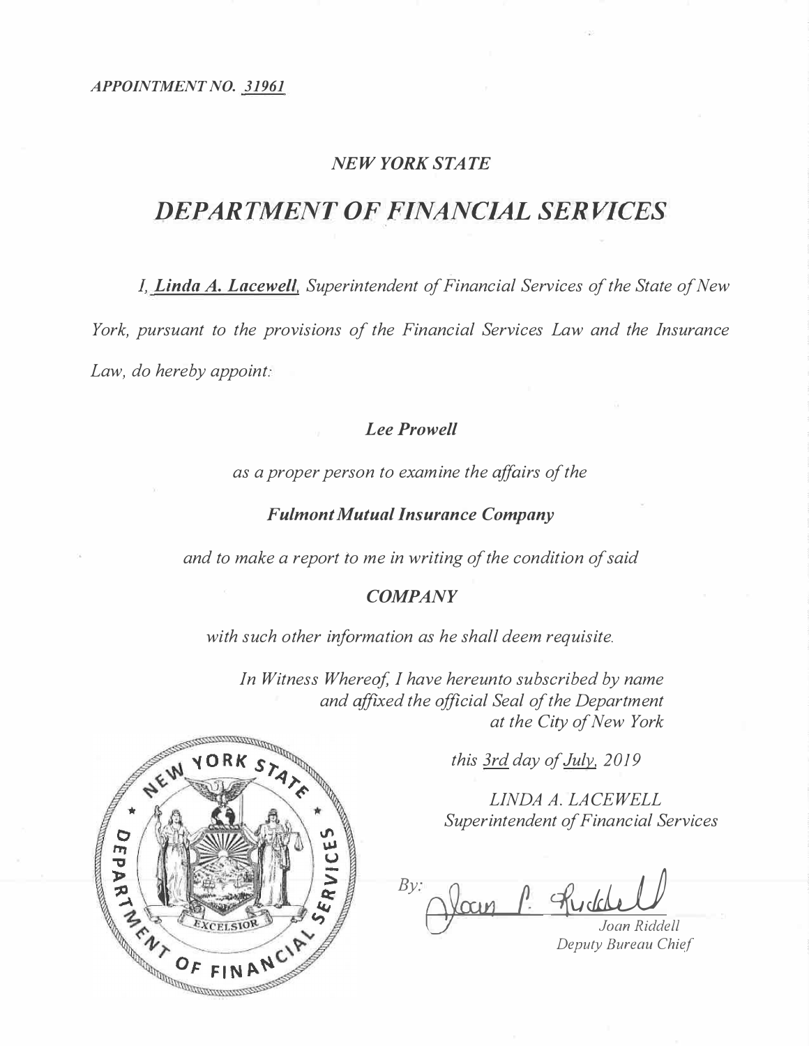*APPOINTMENT NO. 31961*

## *NEW YORK STATE*

# *DEPARTMENT OF FINANCIAL SERVICES*

*I, **Linda A. Lacewell**, Superintendent of Financial Services of the State of New York, pursuant to the provisions of the Financial Services Law and the Insurance Law, do hereby appoint:*

***Lee Prowell***

*as a proper person to examine the affairs of the*

***Fulmont Mutual Insurance Company***

*and to make a report to me in writing of the condition of said*

***COMPANY***

*with such other information as he shall deem requisite.*

*In Witness Whereof, I have hereunto subscribed by name and affixed the official Seal of the Department at the City of New York*

*this 3rd day of July, 2019*

*LINDA A. LACEWELL*
*Superintendent of Financial Services*

*By:* Joan P. Riddell

*Joan Riddell*
*Deputy Bureau Chief*

NEW YORK STATE DEPARTMENT OF FINANCIAL SERVICES
EXCELSIOR